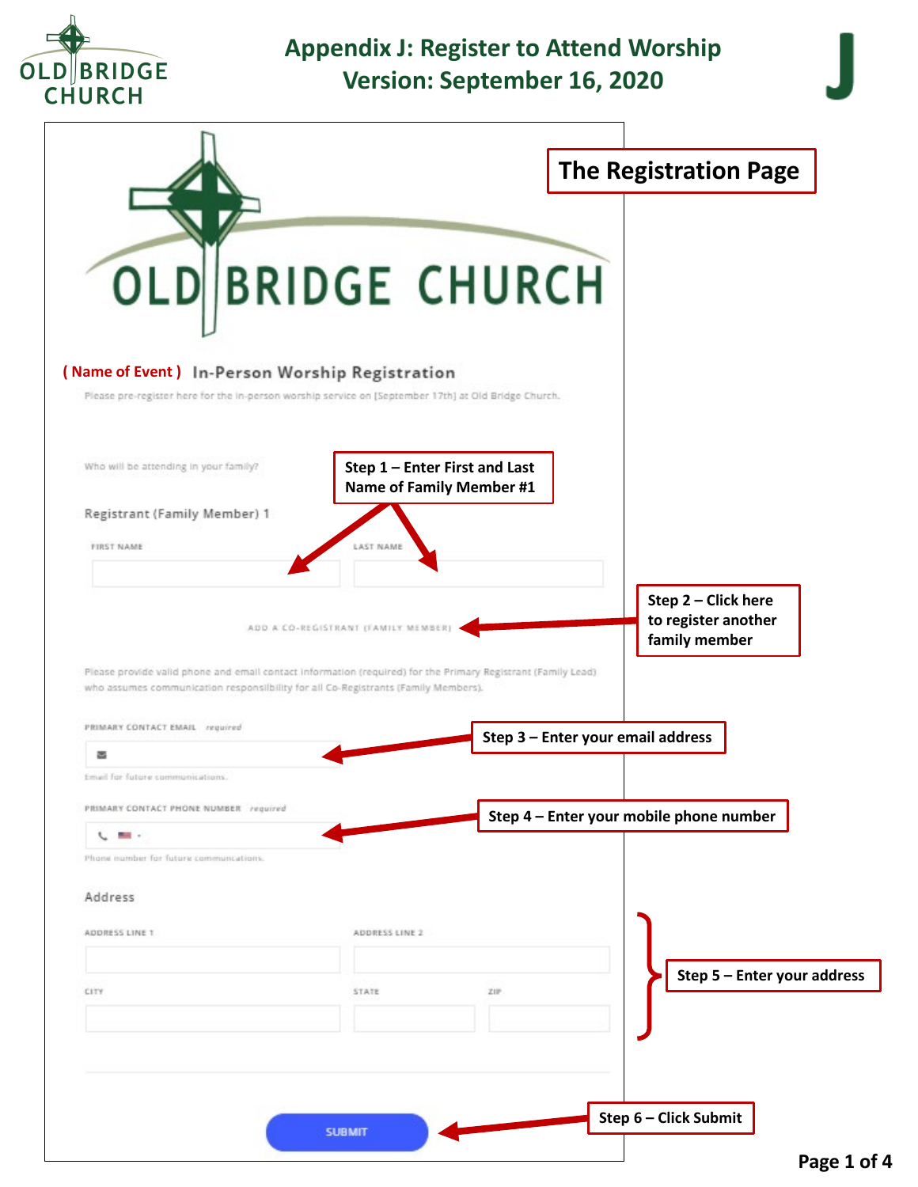# Appendix J: Register to Attend Worship

## Version: September 16, 2020

J

## The Registration Page

OLD BRIDGE CHURCH

**( Name of Event )** In-Person Worship Registration

Please pre-register here for the in-person worship service on [September 17th] at Old Bridge Church.

Who will be attending in your family?

Registrant (Family Member) 1

FIRST NAME

LAST NAME

**Step 1 – Enter First and Last Name of Family Member #1**

ADD A CO-REGISTRANT (FAMILY MEMBER)

**Step 2 – Click here to register another family member**

Please provide valid phone and email contact information (required) for the Primary Registrant (Family Lead) who assumes communication responsibility for all Co-Registrants (Family Members).

PRIMARY CONTACT EMAIL *required*

Email for future communications.

**Step 3 – Enter your email address**

PRIMARY CONTACT PHONE NUMBER *required*

Phone number for future communications.

**Step 4 – Enter your mobile phone number**

Address

ADDRESS LINE 1

ADDRESS LINE 2

CITY

STATE

ZIP

**Step 5 – Enter your address**

SUBMIT

**Step 6 – Click Submit**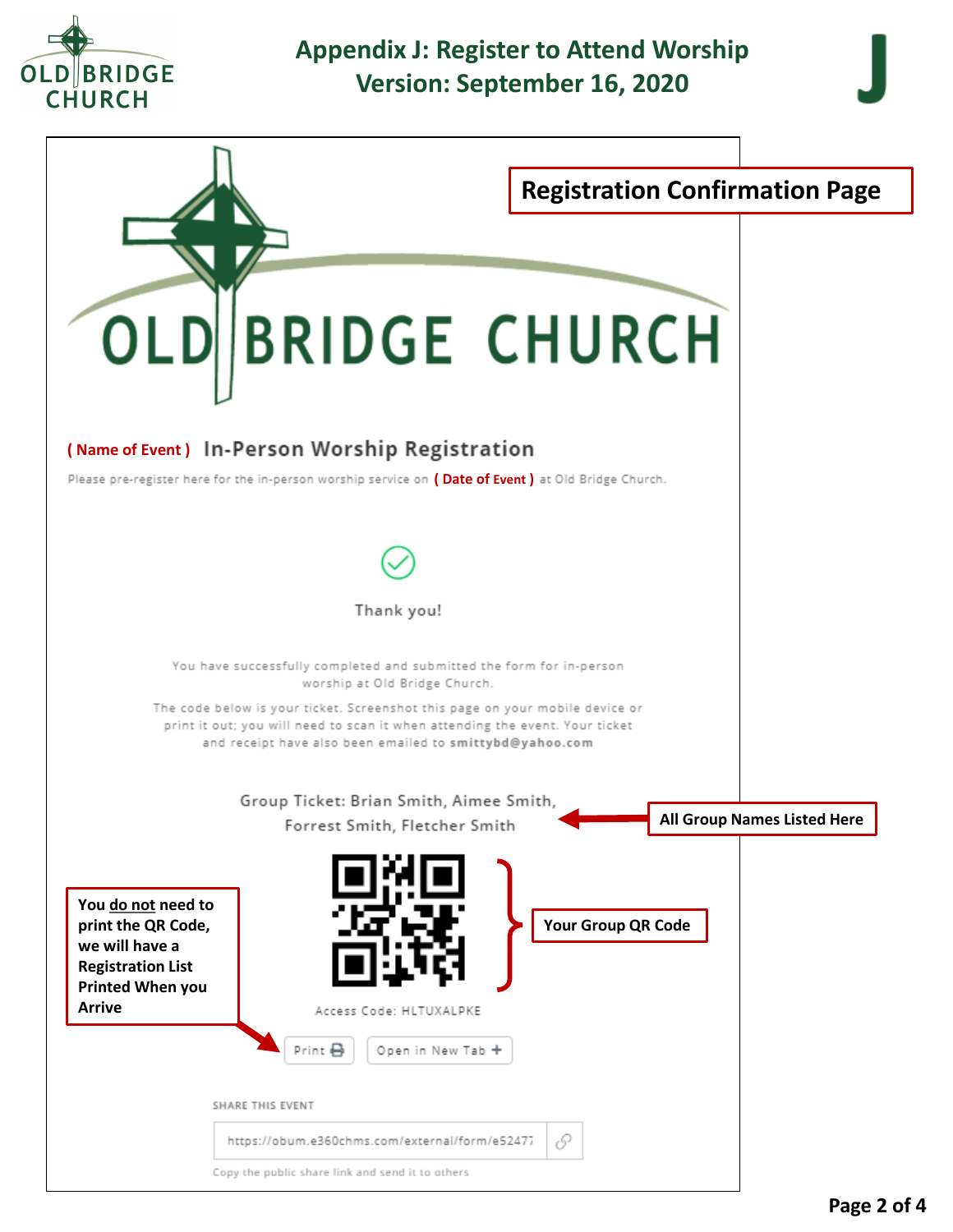# Appendix J: Register to Attend Worship
## Version: September 16, 2020

**Registration Confirmation Page**

OLD BRIDGE CHURCH

**( Name of Event )** In-Person Worship Registration

Please pre-register here for the in-person worship service on **( Date of Event )** at Old Bridge Church.

Thank you!

You have successfully completed and submitted the form for in-person worship at Old Bridge Church.

The code below is your ticket. Screenshot this page on your mobile device or print it out; you will need to scan it when attending the event. Your ticket and receipt have also been emailed to **smittybd@yahoo.com**

Group Ticket: Brian Smith, Aimee Smith, Forrest Smith, Fletcher Smith

**All Group Names Listed Here**

**Your Group QR Code**

Access Code: HLTUXALPKE

**You do not need to print the QR Code, we will have a Registration List Printed When you Arrive**

Print | Open in New Tab

SHARE THIS EVENT

https://obum.e360chms.com/external/form/e52477

Copy the public share link and send it to others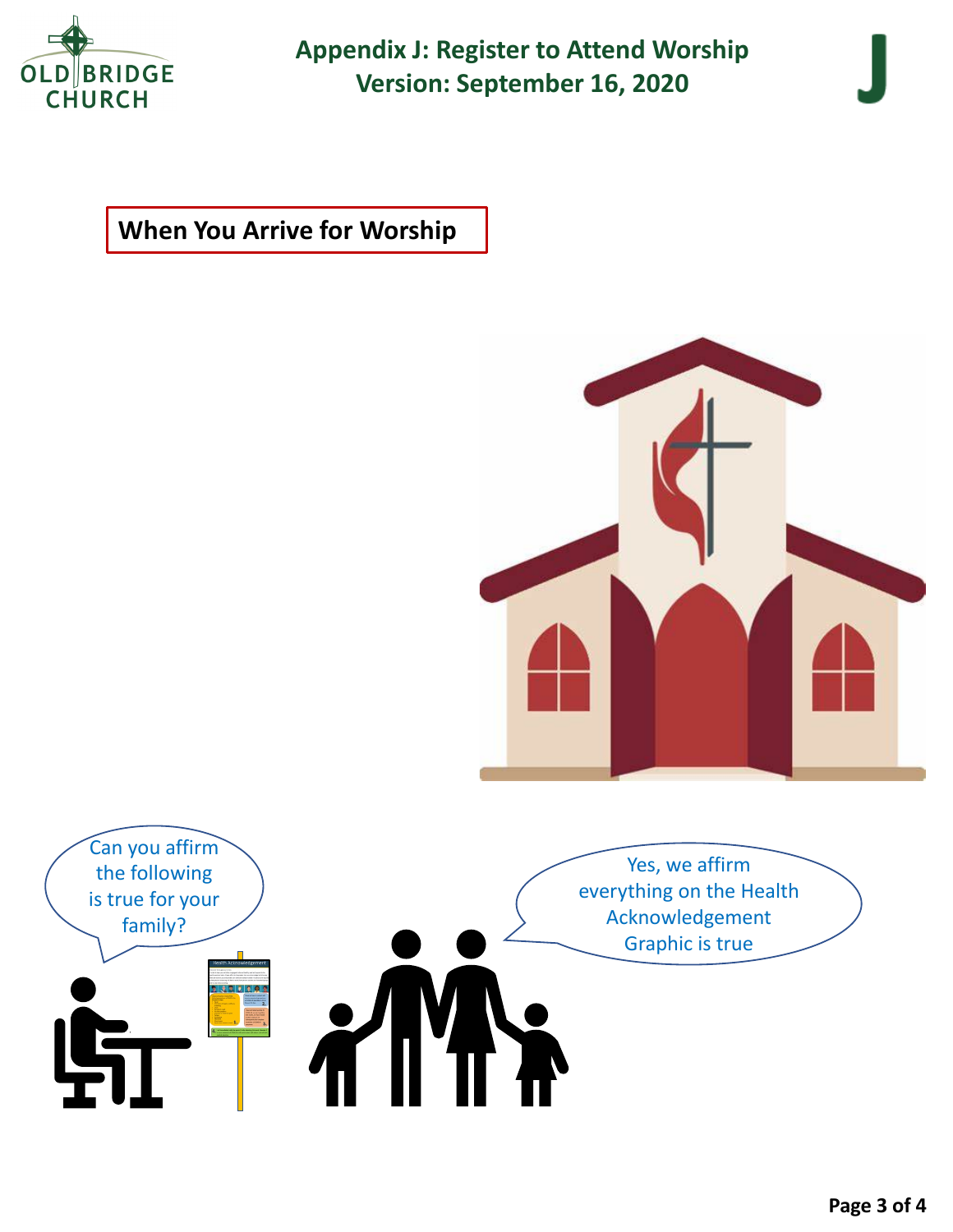# Appendix J: Register to Attend Worship
## Version: September 16, 2020

**When You Arrive for Worship**

Can you affirm the following is true for your family?

Yes, we affirm everything on the Health Acknowledgement Graphic is true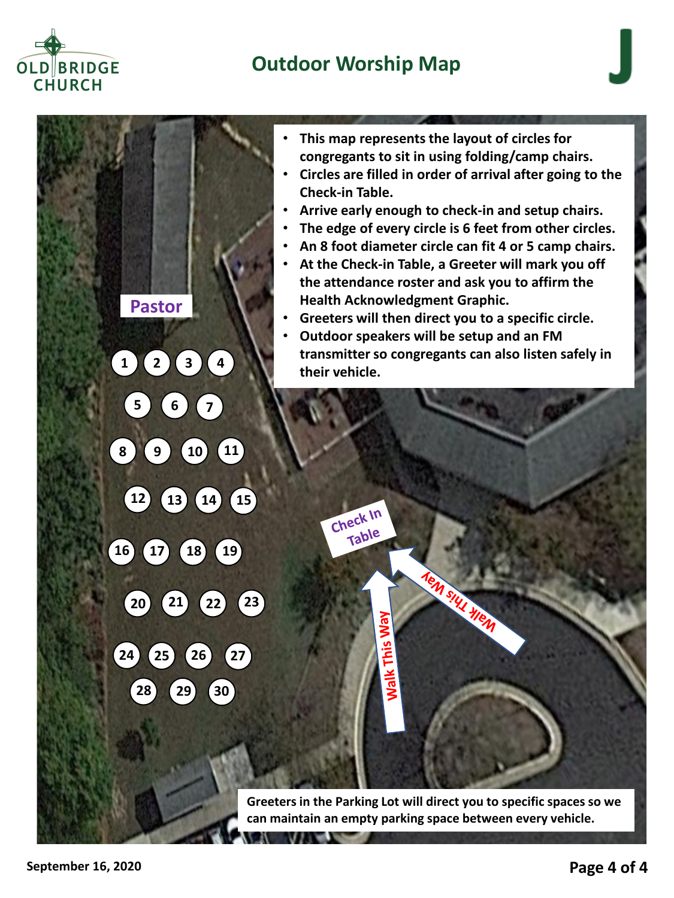OLD BRIDGE CHURCH

# Outdoor Worship Map

J

- This map represents the layout of circles for congregants to sit in using folding/camp chairs.
- Circles are filled in order of arrival after going to the Check-in Table.
- Arrive early enough to check-in and setup chairs.
- The edge of every circle is 6 feet from other circles.
- An 8 foot diameter circle can fit 4 or 5 camp chairs.
- At the Check-in Table, a Greeter will mark you off the attendance roster and ask you to affirm the Health Acknowledgment Graphic.
- Greeters will then direct you to a specific circle.
- Outdoor speakers will be setup and an FM transmitter so congregants can also listen safely in their vehicle.

Pastor

1 2 3 4

5 6 7

8 9 10 11

12 13 14 15

16 17 18 19

20 21 22 23

24 25 26 27

28 29 30

Check In Table

Walk This Way

Walk This Way

Greeters in the Parking Lot will direct you to specific spaces so we can maintain an empty parking space between every vehicle.

September 16, 2020